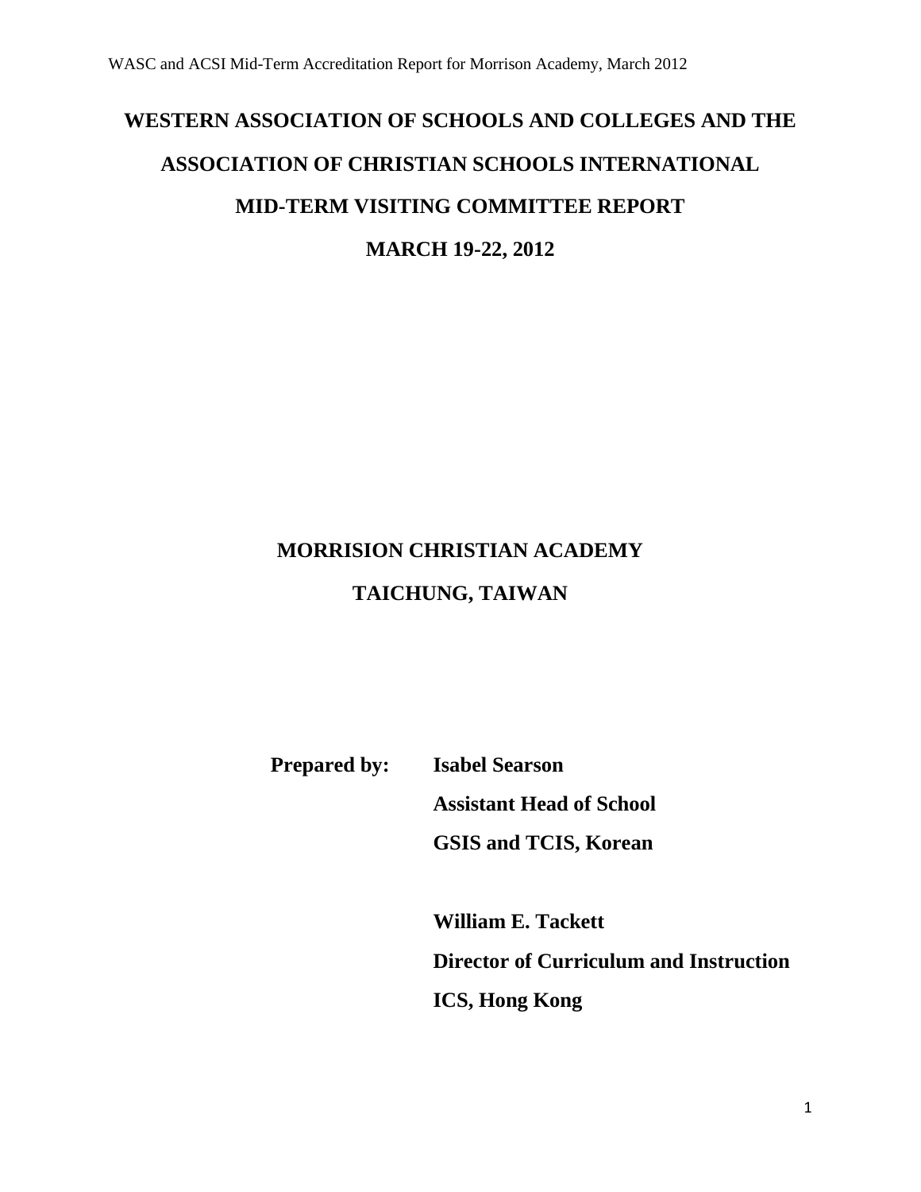# WESTERN ASSOCIATION OF SCHOOLS AND COLLEGES AND THE ASSOCIATION OF CHRISTIAN SCHOOLS INTERNATIONAL

## MID-TERM VISITING COMMITTEE REPORT

## MARCH 19-22, 2012

## MORRISION CHRISTIAN ACADEMY

## TAICHUNG, TAIWAN

**Prepared by:** **Isabel Searson**
**Assistant Head of School**
**GSIS and TCIS, Korean**

**William E. Tackett**
**Director of Curriculum and Instruction**
**ICS, Hong Kong**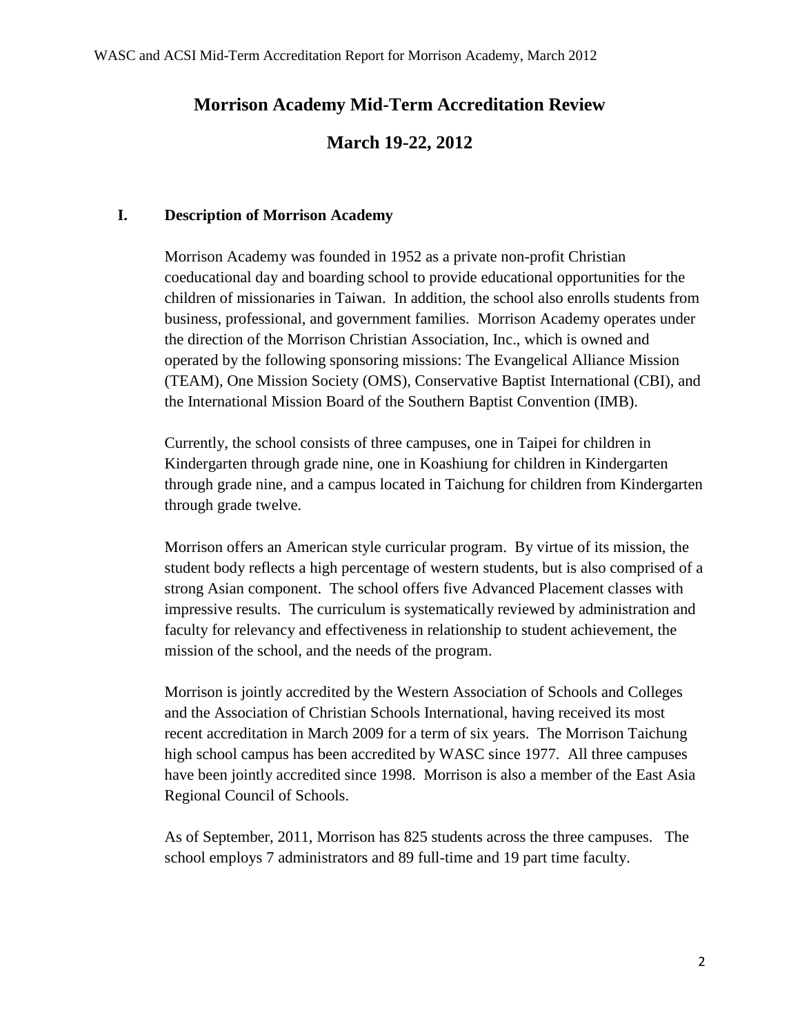# Morrison Academy Mid-Term Accreditation Review

## March 19-22, 2012

### I. Description of Morrison Academy

Morrison Academy was founded in 1952 as a private non-profit Christian coeducational day and boarding school to provide educational opportunities for the children of missionaries in Taiwan. In addition, the school also enrolls students from business, professional, and government families. Morrison Academy operates under the direction of the Morrison Christian Association, Inc., which is owned and operated by the following sponsoring missions: The Evangelical Alliance Mission (TEAM), One Mission Society (OMS), Conservative Baptist International (CBI), and the International Mission Board of the Southern Baptist Convention (IMB).

Currently, the school consists of three campuses, one in Taipei for children in Kindergarten through grade nine, one in Koashiung for children in Kindergarten through grade nine, and a campus located in Taichung for children from Kindergarten through grade twelve.

Morrison offers an American style curricular program. By virtue of its mission, the student body reflects a high percentage of western students, but is also comprised of a strong Asian component. The school offers five Advanced Placement classes with impressive results. The curriculum is systematically reviewed by administration and faculty for relevancy and effectiveness in relationship to student achievement, the mission of the school, and the needs of the program.

Morrison is jointly accredited by the Western Association of Schools and Colleges and the Association of Christian Schools International, having received its most recent accreditation in March 2009 for a term of six years. The Morrison Taichung high school campus has been accredited by WASC since 1977. All three campuses have been jointly accredited since 1998. Morrison is also a member of the East Asia Regional Council of Schools.

As of September, 2011, Morrison has 825 students across the three campuses. The school employs 7 administrators and 89 full-time and 19 part time faculty.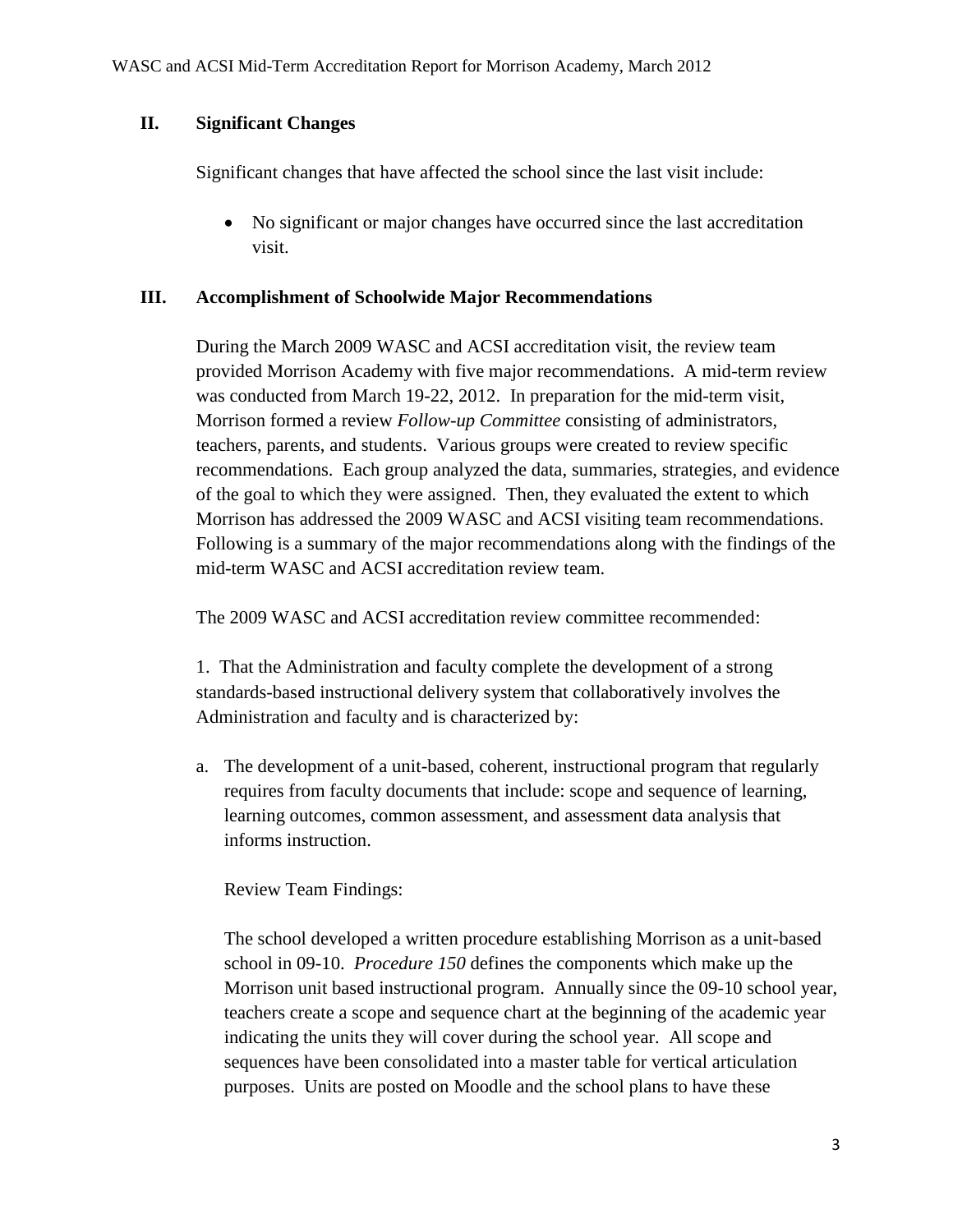## II. Significant Changes

Significant changes that have affected the school since the last visit include:

- No significant or major changes have occurred since the last accreditation visit.

## III. Accomplishment of Schoolwide Major Recommendations

During the March 2009 WASC and ACSI accreditation visit, the review team provided Morrison Academy with five major recommendations. A mid-term review was conducted from March 19-22, 2012. In preparation for the mid-term visit, Morrison formed a review *Follow-up Committee* consisting of administrators, teachers, parents, and students. Various groups were created to review specific recommendations. Each group analyzed the data, summaries, strategies, and evidence of the goal to which they were assigned. Then, they evaluated the extent to which Morrison has addressed the 2009 WASC and ACSI visiting team recommendations. Following is a summary of the major recommendations along with the findings of the mid-term WASC and ACSI accreditation review team.

The 2009 WASC and ACSI accreditation review committee recommended:

1. That the Administration and faculty complete the development of a strong standards-based instructional delivery system that collaboratively involves the Administration and faculty and is characterized by:

a. The development of a unit-based, coherent, instructional program that regularly requires from faculty documents that include: scope and sequence of learning, learning outcomes, common assessment, and assessment data analysis that informs instruction.

Review Team Findings:

The school developed a written procedure establishing Morrison as a unit-based school in 09-10. *Procedure 150* defines the components which make up the Morrison unit based instructional program. Annually since the 09-10 school year, teachers create a scope and sequence chart at the beginning of the academic year indicating the units they will cover during the school year. All scope and sequences have been consolidated into a master table for vertical articulation purposes. Units are posted on Moodle and the school plans to have these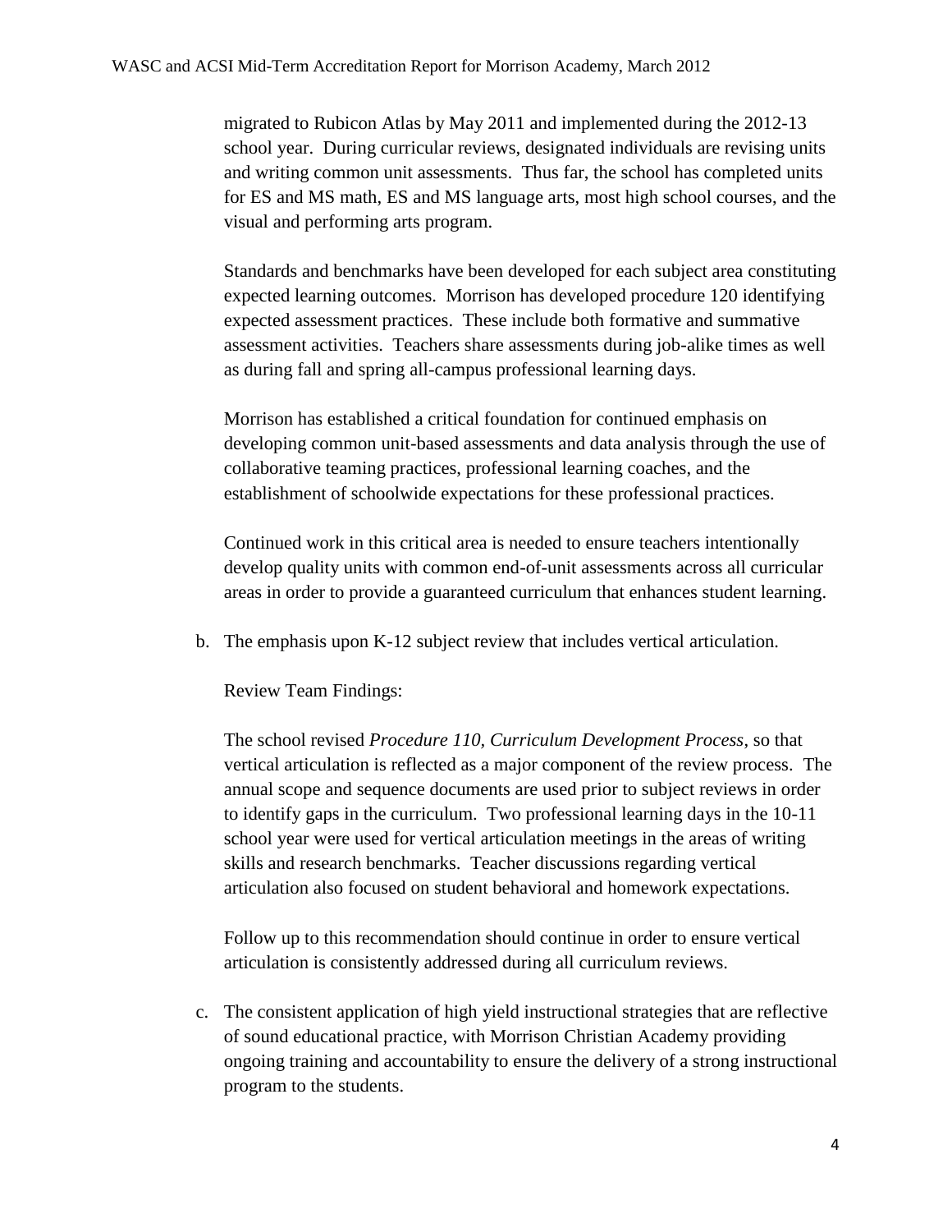migrated to Rubicon Atlas by May 2011 and implemented during the 2012-13 school year. During curricular reviews, designated individuals are revising units and writing common unit assessments. Thus far, the school has completed units for ES and MS math, ES and MS language arts, most high school courses, and the visual and performing arts program.

Standards and benchmarks have been developed for each subject area constituting expected learning outcomes. Morrison has developed procedure 120 identifying expected assessment practices. These include both formative and summative assessment activities. Teachers share assessments during job-alike times as well as during fall and spring all-campus professional learning days.

Morrison has established a critical foundation for continued emphasis on developing common unit-based assessments and data analysis through the use of collaborative teaming practices, professional learning coaches, and the establishment of schoolwide expectations for these professional practices.

Continued work in this critical area is needed to ensure teachers intentionally develop quality units with common end-of-unit assessments across all curricular areas in order to provide a guaranteed curriculum that enhances student learning.

b. The emphasis upon K-12 subject review that includes vertical articulation.

   Review Team Findings:

   The school revised *Procedure 110, Curriculum Development Process*, so that vertical articulation is reflected as a major component of the review process. The annual scope and sequence documents are used prior to subject reviews in order to identify gaps in the curriculum. Two professional learning days in the 10-11 school year were used for vertical articulation meetings in the areas of writing skills and research benchmarks. Teacher discussions regarding vertical articulation also focused on student behavioral and homework expectations.

   Follow up to this recommendation should continue in order to ensure vertical articulation is consistently addressed during all curriculum reviews.

c. The consistent application of high yield instructional strategies that are reflective of sound educational practice, with Morrison Christian Academy providing ongoing training and accountability to ensure the delivery of a strong instructional program to the students.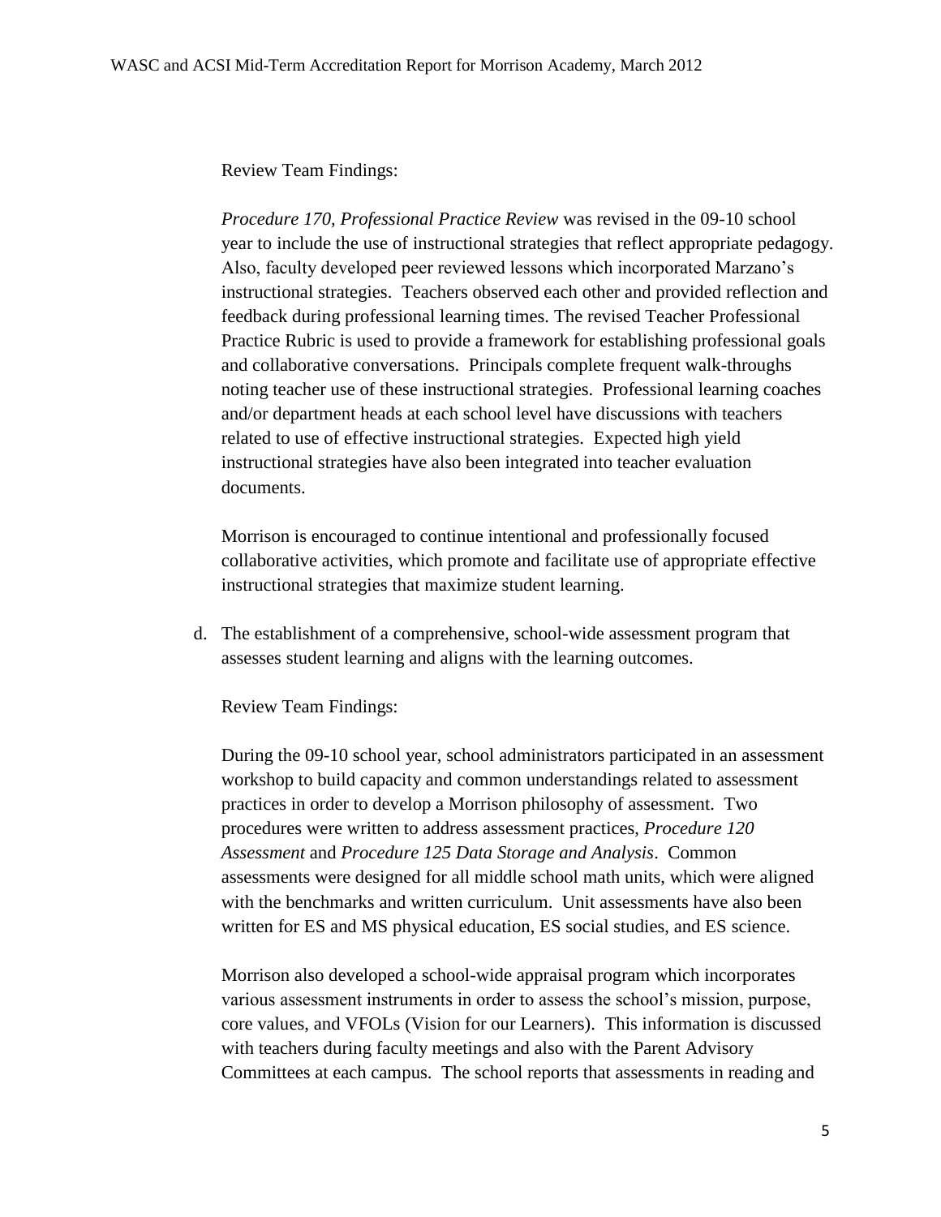Review Team Findings:

*Procedure 170, Professional Practice Review* was revised in the 09-10 school year to include the use of instructional strategies that reflect appropriate pedagogy. Also, faculty developed peer reviewed lessons which incorporated Marzano's instructional strategies. Teachers observed each other and provided reflection and feedback during professional learning times. The revised Teacher Professional Practice Rubric is used to provide a framework for establishing professional goals and collaborative conversations. Principals complete frequent walk-throughs noting teacher use of these instructional strategies. Professional learning coaches and/or department heads at each school level have discussions with teachers related to use of effective instructional strategies. Expected high yield instructional strategies have also been integrated into teacher evaluation documents.

Morrison is encouraged to continue intentional and professionally focused collaborative activities, which promote and facilitate use of appropriate effective instructional strategies that maximize student learning.

d. The establishment of a comprehensive, school-wide assessment program that assesses student learning and aligns with the learning outcomes.

Review Team Findings:

During the 09-10 school year, school administrators participated in an assessment workshop to build capacity and common understandings related to assessment practices in order to develop a Morrison philosophy of assessment. Two procedures were written to address assessment practices, *Procedure 120 Assessment* and *Procedure 125 Data Storage and Analysis*. Common assessments were designed for all middle school math units, which were aligned with the benchmarks and written curriculum. Unit assessments have also been written for ES and MS physical education, ES social studies, and ES science.

Morrison also developed a school-wide appraisal program which incorporates various assessment instruments in order to assess the school's mission, purpose, core values, and VFOLs (Vision for our Learners). This information is discussed with teachers during faculty meetings and also with the Parent Advisory Committees at each campus. The school reports that assessments in reading and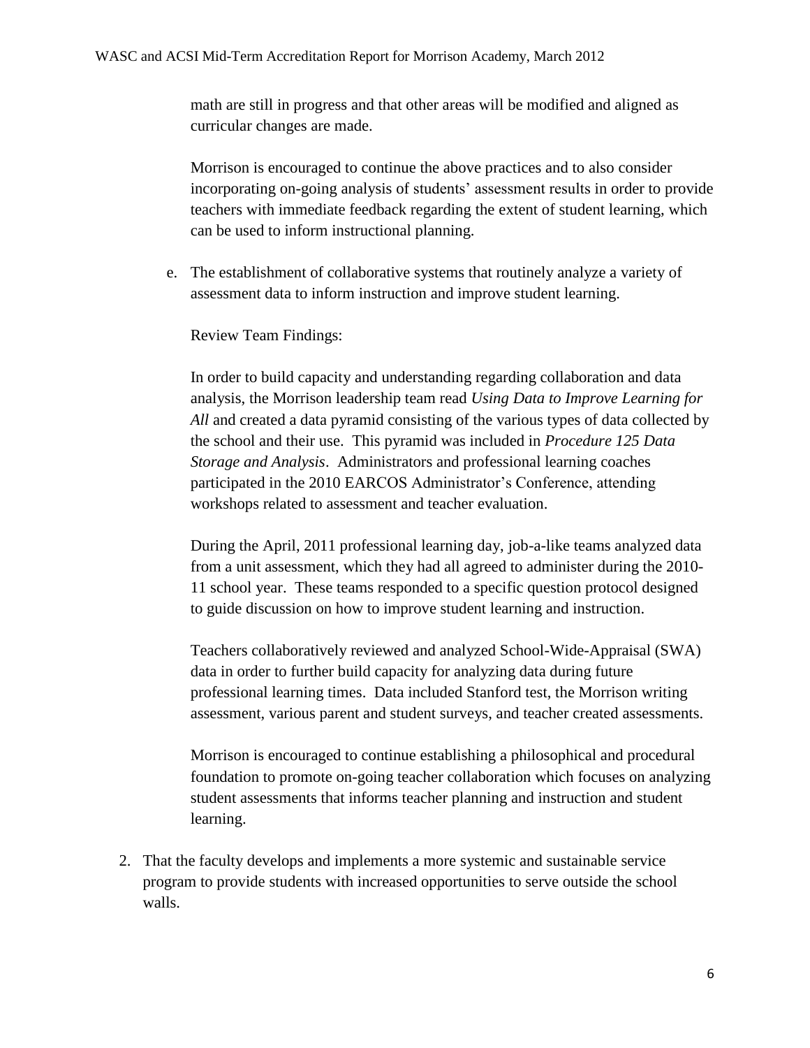math are still in progress and that other areas will be modified and aligned as curricular changes are made.

Morrison is encouraged to continue the above practices and to also consider incorporating on-going analysis of students' assessment results in order to provide teachers with immediate feedback regarding the extent of student learning, which can be used to inform instructional planning.

e. The establishment of collaborative systems that routinely analyze a variety of assessment data to inform instruction and improve student learning.

   Review Team Findings:

   In order to build capacity and understanding regarding collaboration and data analysis, the Morrison leadership team read *Using Data to Improve Learning for All* and created a data pyramid consisting of the various types of data collected by the school and their use. This pyramid was included in *Procedure 125 Data Storage and Analysis*. Administrators and professional learning coaches participated in the 2010 EARCOS Administrator's Conference, attending workshops related to assessment and teacher evaluation.

   During the April, 2011 professional learning day, job-a-like teams analyzed data from a unit assessment, which they had all agreed to administer during the 2010-11 school year. These teams responded to a specific question protocol designed to guide discussion on how to improve student learning and instruction.

   Teachers collaboratively reviewed and analyzed School-Wide-Appraisal (SWA) data in order to further build capacity for analyzing data during future professional learning times. Data included Stanford test, the Morrison writing assessment, various parent and student surveys, and teacher created assessments.

   Morrison is encouraged to continue establishing a philosophical and procedural foundation to promote on-going teacher collaboration which focuses on analyzing student assessments that informs teacher planning and instruction and student learning.

2. That the faculty develops and implements a more systemic and sustainable service program to provide students with increased opportunities to serve outside the school walls.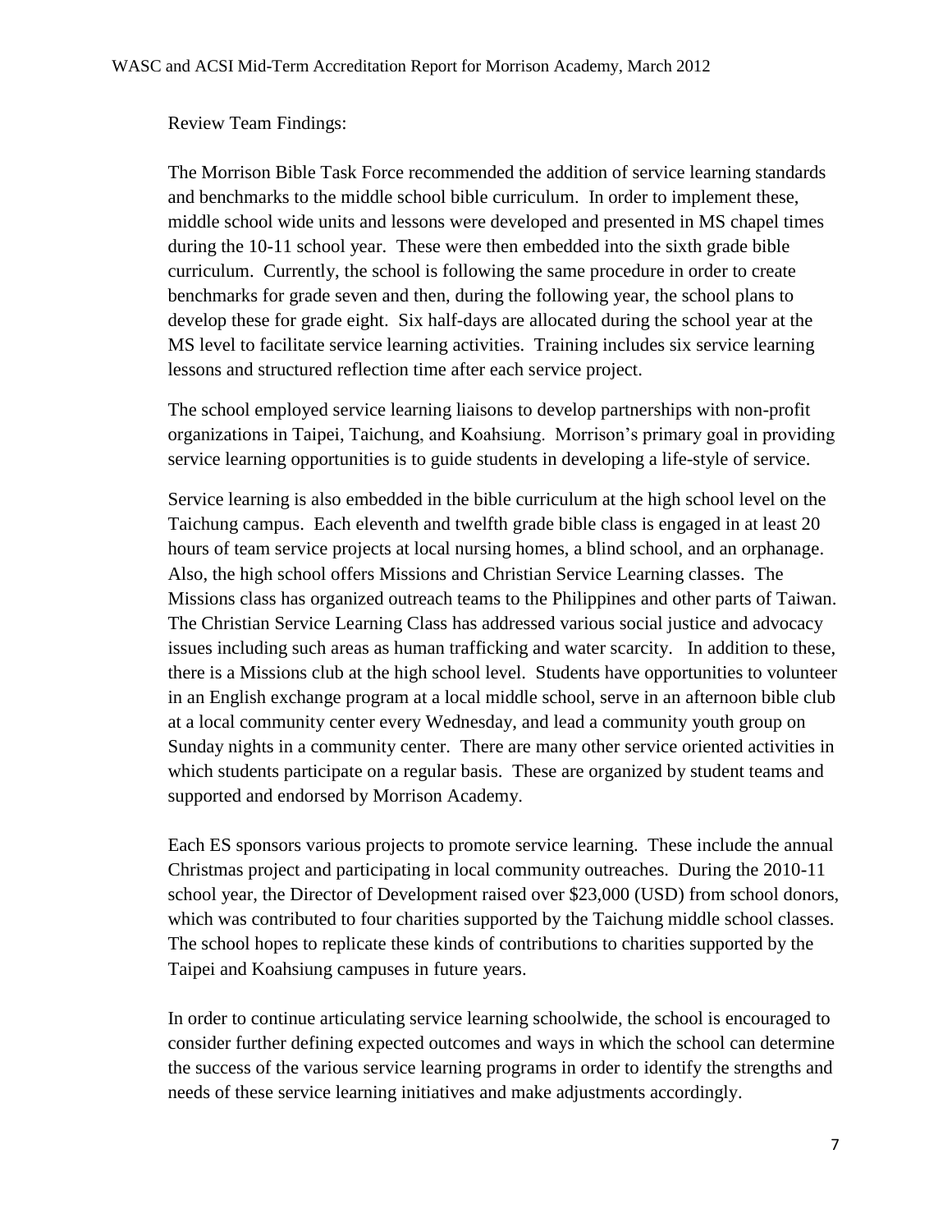Review Team Findings:

The Morrison Bible Task Force recommended the addition of service learning standards and benchmarks to the middle school bible curriculum. In order to implement these, middle school wide units and lessons were developed and presented in MS chapel times during the 10-11 school year. These were then embedded into the sixth grade bible curriculum. Currently, the school is following the same procedure in order to create benchmarks for grade seven and then, during the following year, the school plans to develop these for grade eight. Six half-days are allocated during the school year at the MS level to facilitate service learning activities. Training includes six service learning lessons and structured reflection time after each service project.

The school employed service learning liaisons to develop partnerships with non-profit organizations in Taipei, Taichung, and Koahsiung. Morrison's primary goal in providing service learning opportunities is to guide students in developing a life-style of service.

Service learning is also embedded in the bible curriculum at the high school level on the Taichung campus. Each eleventh and twelfth grade bible class is engaged in at least 20 hours of team service projects at local nursing homes, a blind school, and an orphanage. Also, the high school offers Missions and Christian Service Learning classes. The Missions class has organized outreach teams to the Philippines and other parts of Taiwan. The Christian Service Learning Class has addressed various social justice and advocacy issues including such areas as human trafficking and water scarcity. In addition to these, there is a Missions club at the high school level. Students have opportunities to volunteer in an English exchange program at a local middle school, serve in an afternoon bible club at a local community center every Wednesday, and lead a community youth group on Sunday nights in a community center. There are many other service oriented activities in which students participate on a regular basis. These are organized by student teams and supported and endorsed by Morrison Academy.

Each ES sponsors various projects to promote service learning. These include the annual Christmas project and participating in local community outreaches. During the 2010-11 school year, the Director of Development raised over $23,000 (USD) from school donors, which was contributed to four charities supported by the Taichung middle school classes. The school hopes to replicate these kinds of contributions to charities supported by the Taipei and Koahsiung campuses in future years.

In order to continue articulating service learning schoolwide, the school is encouraged to consider further defining expected outcomes and ways in which the school can determine the success of the various service learning programs in order to identify the strengths and needs of these service learning initiatives and make adjustments accordingly.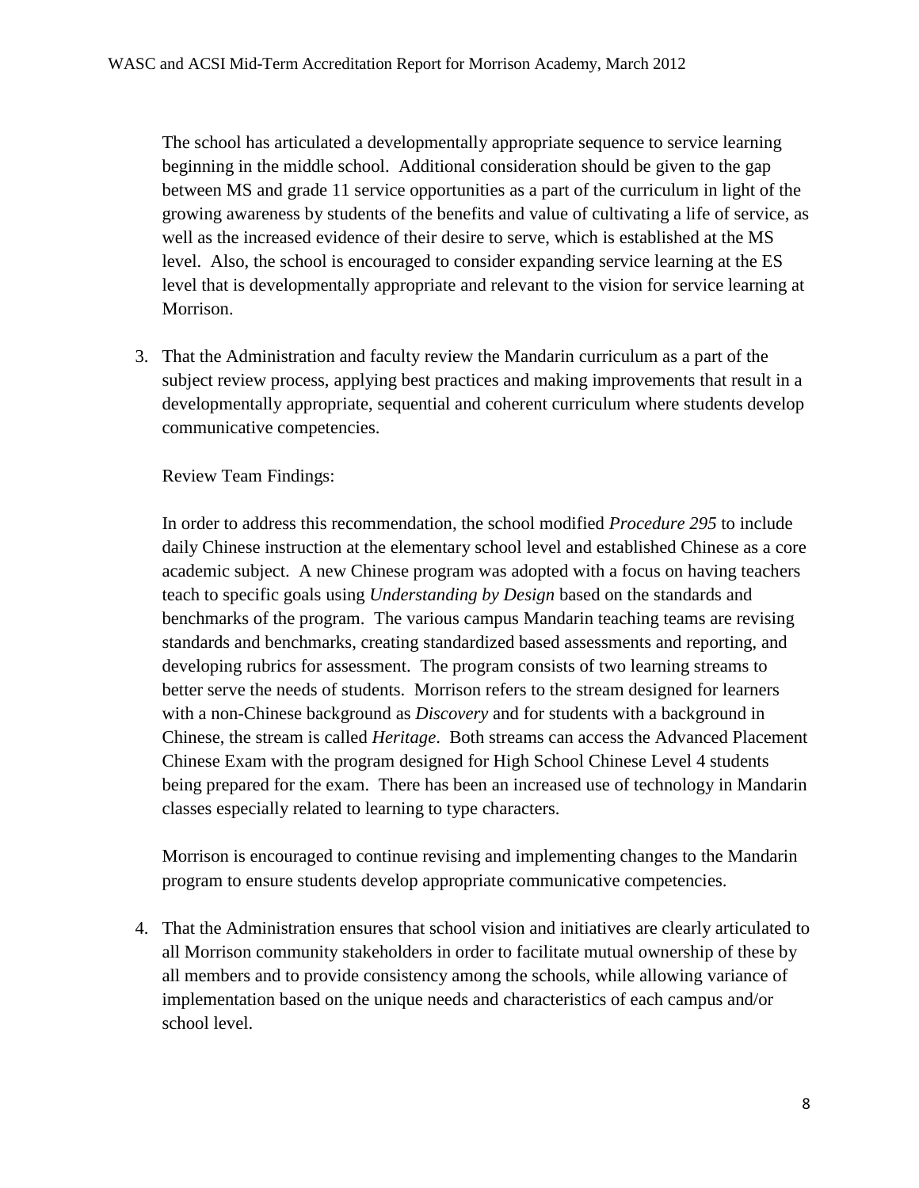The school has articulated a developmentally appropriate sequence to service learning beginning in the middle school. Additional consideration should be given to the gap between MS and grade 11 service opportunities as a part of the curriculum in light of the growing awareness by students of the benefits and value of cultivating a life of service, as well as the increased evidence of their desire to serve, which is established at the MS level. Also, the school is encouraged to consider expanding service learning at the ES level that is developmentally appropriate and relevant to the vision for service learning at Morrison.

3. That the Administration and faculty review the Mandarin curriculum as a part of the subject review process, applying best practices and making improvements that result in a developmentally appropriate, sequential and coherent curriculum where students develop communicative competencies.

   Review Team Findings:

   In order to address this recommendation, the school modified *Procedure 295* to include daily Chinese instruction at the elementary school level and established Chinese as a core academic subject. A new Chinese program was adopted with a focus on having teachers teach to specific goals using *Understanding by Design* based on the standards and benchmarks of the program. The various campus Mandarin teaching teams are revising standards and benchmarks, creating standardized based assessments and reporting, and developing rubrics for assessment. The program consists of two learning streams to better serve the needs of students. Morrison refers to the stream designed for learners with a non-Chinese background as *Discovery* and for students with a background in Chinese, the stream is called *Heritage*. Both streams can access the Advanced Placement Chinese Exam with the program designed for High School Chinese Level 4 students being prepared for the exam. There has been an increased use of technology in Mandarin classes especially related to learning to type characters.

   Morrison is encouraged to continue revising and implementing changes to the Mandarin program to ensure students develop appropriate communicative competencies.

4. That the Administration ensures that school vision and initiatives are clearly articulated to all Morrison community stakeholders in order to facilitate mutual ownership of these by all members and to provide consistency among the schools, while allowing variance of implementation based on the unique needs and characteristics of each campus and/or school level.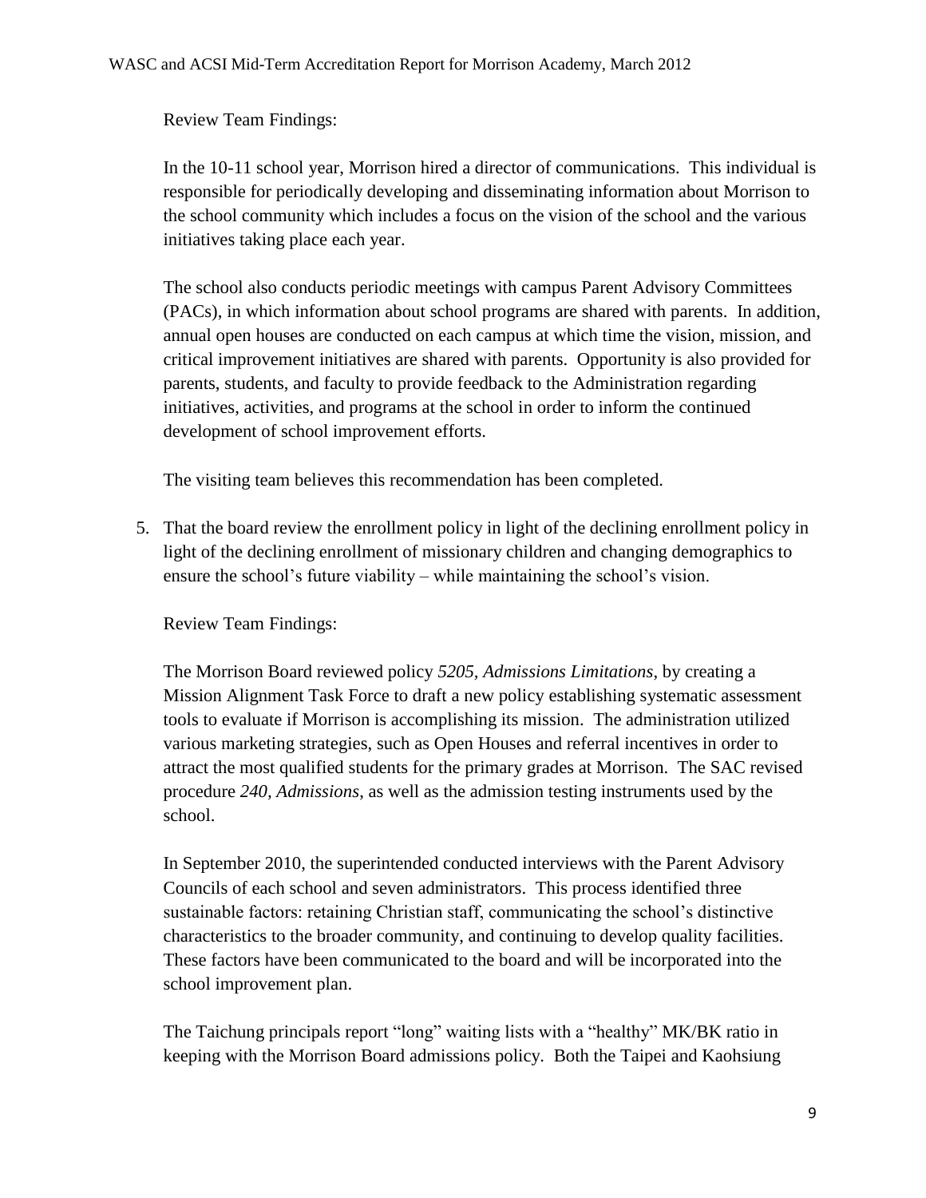Review Team Findings:

In the 10-11 school year, Morrison hired a director of communications. This individual is responsible for periodically developing and disseminating information about Morrison to the school community which includes a focus on the vision of the school and the various initiatives taking place each year.

The school also conducts periodic meetings with campus Parent Advisory Committees (PACs), in which information about school programs are shared with parents. In addition, annual open houses are conducted on each campus at which time the vision, mission, and critical improvement initiatives are shared with parents. Opportunity is also provided for parents, students, and faculty to provide feedback to the Administration regarding initiatives, activities, and programs at the school in order to inform the continued development of school improvement efforts.

The visiting team believes this recommendation has been completed.

5. That the board review the enrollment policy in light of the declining enrollment policy in light of the declining enrollment of missionary children and changing demographics to ensure the school's future viability – while maintaining the school's vision.

   Review Team Findings:

   The Morrison Board reviewed policy *5205, Admissions Limitations*, by creating a Mission Alignment Task Force to draft a new policy establishing systematic assessment tools to evaluate if Morrison is accomplishing its mission. The administration utilized various marketing strategies, such as Open Houses and referral incentives in order to attract the most qualified students for the primary grades at Morrison. The SAC revised procedure *240, Admissions*, as well as the admission testing instruments used by the school.

   In September 2010, the superintended conducted interviews with the Parent Advisory Councils of each school and seven administrators. This process identified three sustainable factors: retaining Christian staff, communicating the school's distinctive characteristics to the broader community, and continuing to develop quality facilities. These factors have been communicated to the board and will be incorporated into the school improvement plan.

   The Taichung principals report "long" waiting lists with a "healthy" MK/BK ratio in keeping with the Morrison Board admissions policy. Both the Taipei and Kaohsiung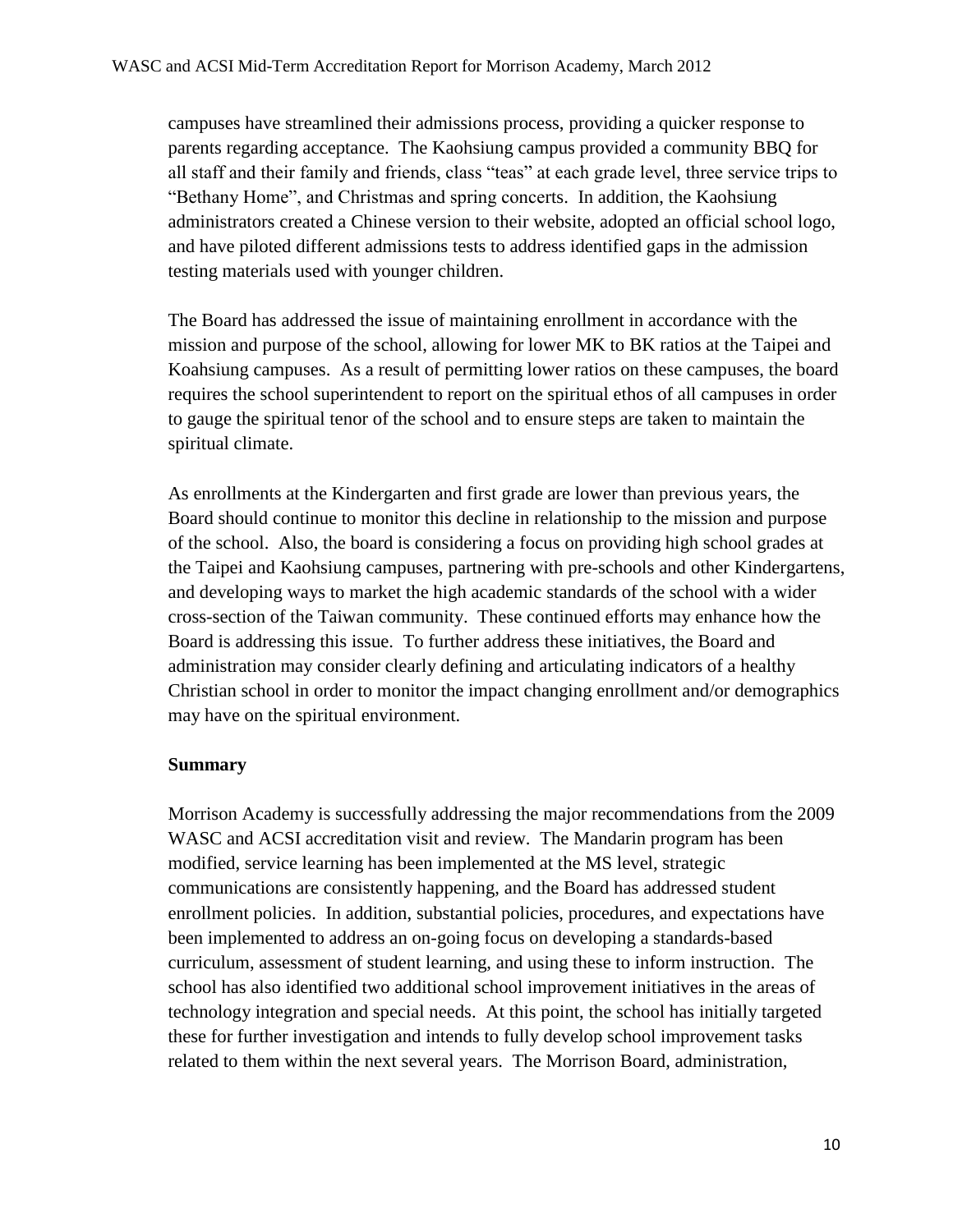campuses have streamlined their admissions process, providing a quicker response to parents regarding acceptance. The Kaohsiung campus provided a community BBQ for all staff and their family and friends, class "teas" at each grade level, three service trips to "Bethany Home", and Christmas and spring concerts. In addition, the Kaohsiung administrators created a Chinese version to their website, adopted an official school logo, and have piloted different admissions tests to address identified gaps in the admission testing materials used with younger children.

The Board has addressed the issue of maintaining enrollment in accordance with the mission and purpose of the school, allowing for lower MK to BK ratios at the Taipei and Koahsiung campuses. As a result of permitting lower ratios on these campuses, the board requires the school superintendent to report on the spiritual ethos of all campuses in order to gauge the spiritual tenor of the school and to ensure steps are taken to maintain the spiritual climate.

As enrollments at the Kindergarten and first grade are lower than previous years, the Board should continue to monitor this decline in relationship to the mission and purpose of the school. Also, the board is considering a focus on providing high school grades at the Taipei and Kaohsiung campuses, partnering with pre-schools and other Kindergartens, and developing ways to market the high academic standards of the school with a wider cross-section of the Taiwan community. These continued efforts may enhance how the Board is addressing this issue. To further address these initiatives, the Board and administration may consider clearly defining and articulating indicators of a healthy Christian school in order to monitor the impact changing enrollment and/or demographics may have on the spiritual environment.

**Summary**

Morrison Academy is successfully addressing the major recommendations from the 2009 WASC and ACSI accreditation visit and review. The Mandarin program has been modified, service learning has been implemented at the MS level, strategic communications are consistently happening, and the Board has addressed student enrollment policies. In addition, substantial policies, procedures, and expectations have been implemented to address an on-going focus on developing a standards-based curriculum, assessment of student learning, and using these to inform instruction. The school has also identified two additional school improvement initiatives in the areas of technology integration and special needs. At this point, the school has initially targeted these for further investigation and intends to fully develop school improvement tasks related to them within the next several years. The Morrison Board, administration,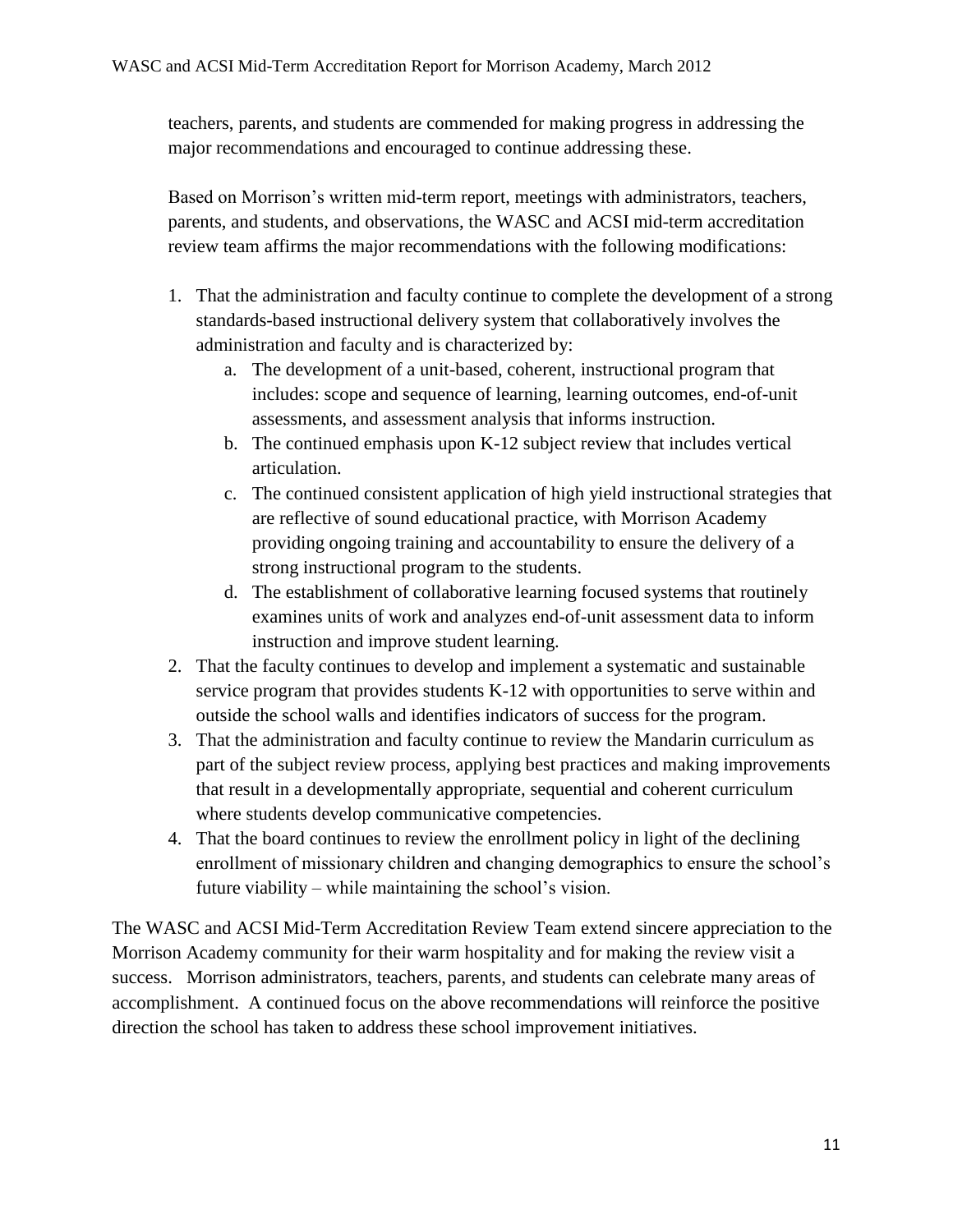teachers, parents, and students are commended for making progress in addressing the major recommendations and encouraged to continue addressing these.

Based on Morrison's written mid-term report, meetings with administrators, teachers, parents, and students, and observations, the WASC and ACSI mid-term accreditation review team affirms the major recommendations with the following modifications:

1. That the administration and faculty continue to complete the development of a strong standards-based instructional delivery system that collaboratively involves the administration and faculty and is characterized by:
   a. The development of a unit-based, coherent, instructional program that includes: scope and sequence of learning, learning outcomes, end-of-unit assessments, and assessment analysis that informs instruction.
   b. The continued emphasis upon K-12 subject review that includes vertical articulation.
   c. The continued consistent application of high yield instructional strategies that are reflective of sound educational practice, with Morrison Academy providing ongoing training and accountability to ensure the delivery of a strong instructional program to the students.
   d. The establishment of collaborative learning focused systems that routinely examines units of work and analyzes end-of-unit assessment data to inform instruction and improve student learning.
2. That the faculty continues to develop and implement a systematic and sustainable service program that provides students K-12 with opportunities to serve within and outside the school walls and identifies indicators of success for the program.
3. That the administration and faculty continue to review the Mandarin curriculum as part of the subject review process, applying best practices and making improvements that result in a developmentally appropriate, sequential and coherent curriculum where students develop communicative competencies.
4. That the board continues to review the enrollment policy in light of the declining enrollment of missionary children and changing demographics to ensure the school's future viability – while maintaining the school's vision.

The WASC and ACSI Mid-Term Accreditation Review Team extend sincere appreciation to the Morrison Academy community for their warm hospitality and for making the review visit a success. Morrison administrators, teachers, parents, and students can celebrate many areas of accomplishment. A continued focus on the above recommendations will reinforce the positive direction the school has taken to address these school improvement initiatives.